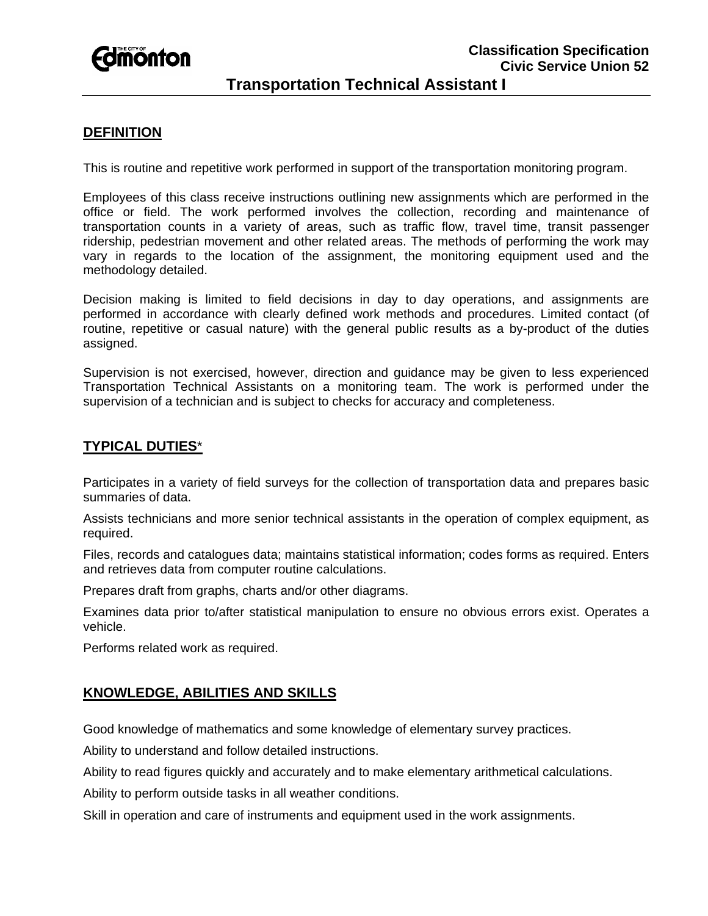**Classification Specification**
**Civic Service Union 52**

# Transportation Technical Assistant I

## DEFINITION

This is routine and repetitive work performed in support of the transportation monitoring program.

Employees of this class receive instructions outlining new assignments which are performed in the office or field. The work performed involves the collection, recording and maintenance of transportation counts in a variety of areas, such as traffic flow, travel time, transit passenger ridership, pedestrian movement and other related areas. The methods of performing the work may vary in regards to the location of the assignment, the monitoring equipment used and the methodology detailed.

Decision making is limited to field decisions in day to day operations, and assignments are performed in accordance with clearly defined work methods and procedures. Limited contact (of routine, repetitive or casual nature) with the general public results as a by-product of the duties assigned.

Supervision is not exercised, however, direction and guidance may be given to less experienced Transportation Technical Assistants on a monitoring team. The work is performed under the supervision of a technician and is subject to checks for accuracy and completeness.

## TYPICAL DUTIES*

Participates in a variety of field surveys for the collection of transportation data and prepares basic summaries of data.

Assists technicians and more senior technical assistants in the operation of complex equipment, as required.

Files, records and catalogues data; maintains statistical information; codes forms as required. Enters and retrieves data from computer routine calculations.

Prepares draft from graphs, charts and/or other diagrams.

Examines data prior to/after statistical manipulation to ensure no obvious errors exist. Operates a vehicle.

Performs related work as required.

## KNOWLEDGE, ABILITIES AND SKILLS

Good knowledge of mathematics and some knowledge of elementary survey practices.

Ability to understand and follow detailed instructions.

Ability to read figures quickly and accurately and to make elementary arithmetical calculations.

Ability to perform outside tasks in all weather conditions.

Skill in operation and care of instruments and equipment used in the work assignments.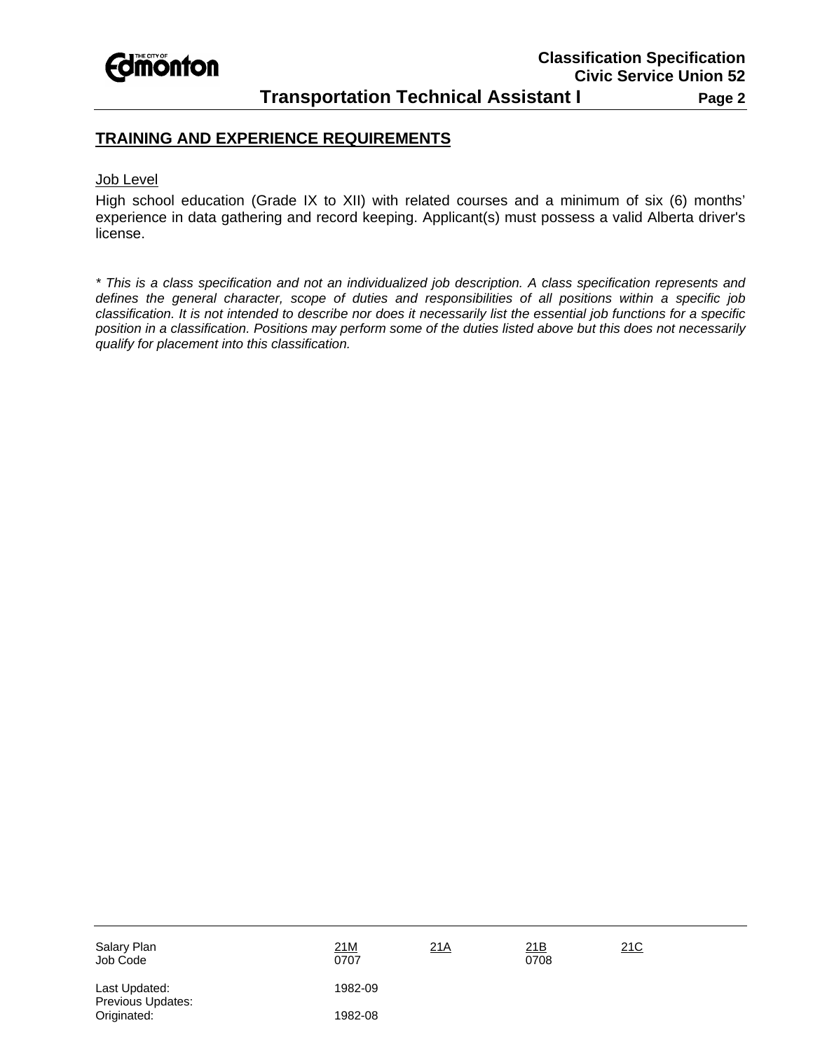## TRAINING AND EXPERIENCE REQUIREMENTS

Job Level

High school education (Grade IX to XII) with related courses and a minimum of six (6) months' experience in data gathering and record keeping. Applicant(s) must possess a valid Alberta driver's license.

*\* This is a class specification and not an individualized job description. A class specification represents and defines the general character, scope of duties and responsibilities of all positions within a specific job classification. It is not intended to describe nor does it necessarily list the essential job functions for a specific position in a classification. Positions may perform some of the duties listed above but this does not necessarily qualify for placement into this classification.*

| | | | | |
|---|---|---|---|---|
| Salary Plan | 21M | 21A | 21B | 21C |
| Job Code | 0707 | | 0708 | |
| Last Updated: | 1982-09 | | | |
| Previous Updates: | | | | |
| Originated: | 1982-08 | | | |